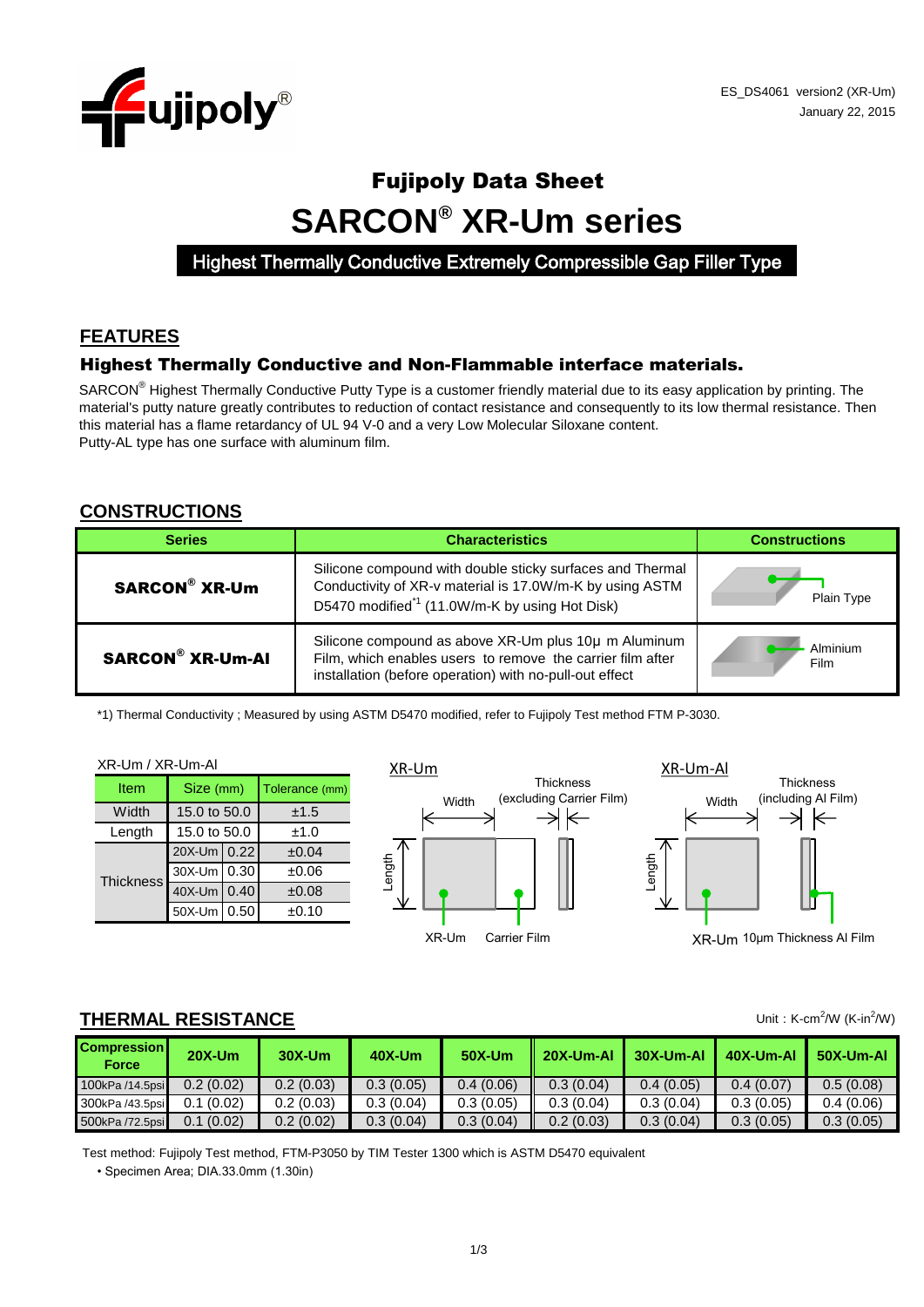ES_DS4061 version2 (XR-Um)
January 22, 2015

# Fujipoly Data Sheet

# SARCON® XR-Um series

**Highest Thermally Conductive Extremely Compressible Gap Filler Type**

## FEATURES

### Highest Thermally Conductive and Non-Flammable interface materials.

SARCON® Highest Thermally Conductive Putty Type is a customer friendly material due to its easy application by printing. The material's putty nature greatly contributes to reduction of contact resistance and consequently to its low thermal resistance. Then this material has a flame retardancy of UL 94 V-0 and a very Low Molecular Siloxane content.
Putty-AL type has one surface with aluminum film.

## CONSTRUCTIONS

| Series | Characteristics | Constructions |
|---|---|---|
| **SARCON® XR-Um** | Silicone compound with double sticky surfaces and Thermal Conductivity of XR-v material is 17.0W/m-K by using ASTM D5470 modified[*1] (11.0W/m-K by using Hot Disk) | Plain Type |
| **SARCON® XR-Um-Al** | Silicone compound as above XR-Um plus 10μ m Aluminum Film, which enables users to remove the carrier film after installation (before operation) with no-pull-out effect | Alminium Film |

*1) Thermal Conductivity ; Measured by using ASTM D5470 modified, refer to Fujipoly Test method FTM P-3030.

XR-Um / XR-Um-Al

| Item | Size (mm) | | Tolerance (mm) |
|---|---|---|---|
| Width | 15.0 to 50.0 | | ±1.5 |
| Length | 15.0 to 50.0 | | ±1.0 |
| Thickness | 20X-Um | 0.22 | ±0.04 |
| | 30X-Um | 0.30 | ±0.06 |
| | 40X-Um | 0.40 | ±0.08 |
| | 50X-Um | 0.50 | ±0.10 |

XR-Um: Width, Length, Thickness (excluding Carrier Film); XR-Um, Carrier Film

XR-Um-Al: Width, Length, Thickness (including Al Film); XR-Um, 10μm Thickness Al Film

## THERMAL RESISTANCE

Unit : K-cm²/W (K-in²/W)

| Compression Force | 20X-Um | 30X-Um | 40X-Um | 50X-Um | 20X-Um-Al | 30X-Um-Al | 40X-Um-Al | 50X-Um-Al |
|---|---|---|---|---|---|---|---|---|
| 100kPa /14.5psi | 0.2 (0.02) | 0.2 (0.03) | 0.3 (0.05) | 0.4 (0.06) | 0.3 (0.04) | 0.4 (0.05) | 0.4 (0.07) | 0.5 (0.08) |
| 300kPa /43.5psi | 0.1 (0.02) | 0.2 (0.03) | 0.3 (0.04) | 0.3 (0.05) | 0.3 (0.04) | 0.3 (0.04) | 0.3 (0.05) | 0.4 (0.06) |
| 500kPa /72.5psi | 0.1 (0.02) | 0.2 (0.02) | 0.3 (0.04) | 0.3 (0.04) | 0.2 (0.03) | 0.3 (0.04) | 0.3 (0.05) | 0.3 (0.05) |

Test method: Fujipoly Test method, FTM-P3050 by TIM Tester 1300 which is ASTM D5470 equivalent

- Specimen Area; DIA.33.0mm (1.30in)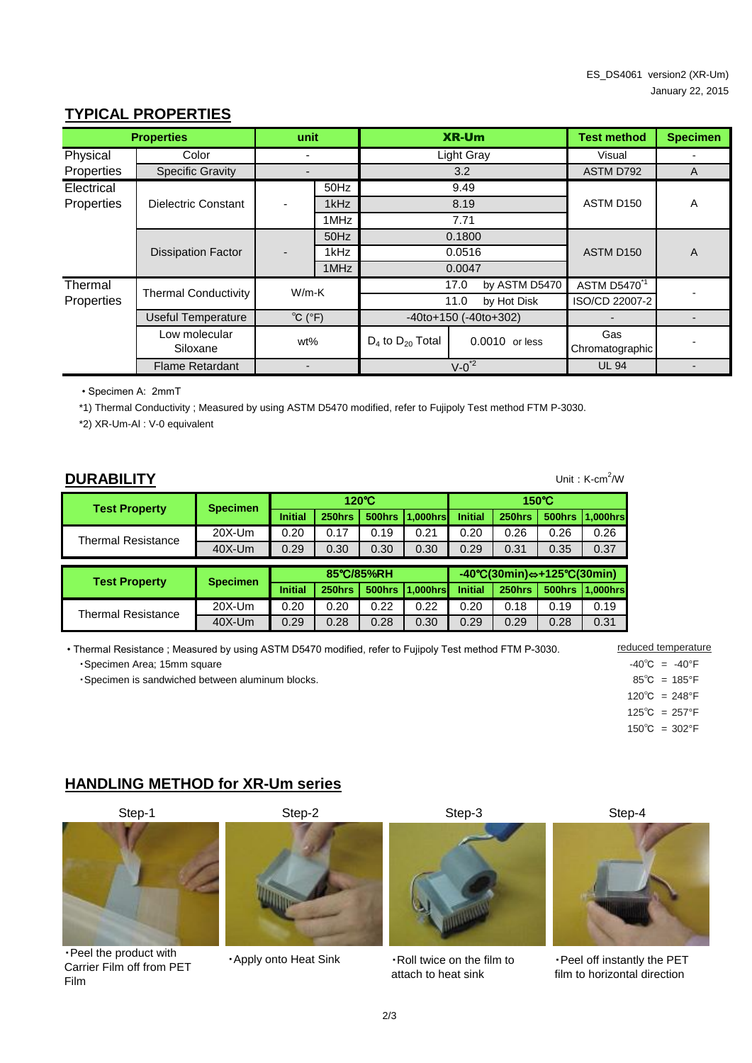ES_DS4061 version2 (XR-Um)
January 22, 2015

## TYPICAL PROPERTIES

| Properties | | unit | | XR-Um | | Test method | Specimen |
|---|---|---|---|---|---|---|---|
| Physical Properties | Color | - | | Light Gray | | Visual | - |
| | Specific Gravity | - | | 3.2 | | ASTM D792 | A |
| Electrical Properties | Dielectric Constant | - | 50Hz | 9.49 | | ASTM D150 | A |
| | | | 1kHz | 8.19 | | | |
| | | | 1MHz | 7.71 | | | |
| | Dissipation Factor | - | 50Hz | 0.1800 | | ASTM D150 | A |
| | | | 1kHz | 0.0516 | | | |
| | | | 1MHz | 0.0047 | | | |
| Thermal Properties | Thermal Conductivity | W/m-K | | 17.0 | by ASTM D5470 | ASTM D5470*1 | - |
| | | | | 11.0 | by Hot Disk | ISO/CD 22007-2 | |
| | Useful Temperature | ℃ (°F) | | -40to+150 (-40to+302) | | - | - |
| | Low molecular Siloxane | wt% | | $D_4$ to $D_{20}$ Total | 0.0010 or less | Gas Chromatographic | - |
| | Flame Retardant | - | | V-0*2 | | UL 94 | - |

・Specimen A: 2mmT

*1) Thermal Conductivity ; Measured by using ASTM D5470 modified, refer to Fujipoly Test method FTM P-3030.

*2) XR-Um-Al : V-0 equivalent

## DURABILITY

Unit : K-cm²/W

| Test Property | Specimen | 120℃ | | | | 150℃ | | | |
|---|---|---|---|---|---|---|---|---|---|
| | | Initial | 250hrs | 500hrs | 1,000hrs | Initial | 250hrs | 500hrs | 1,000hrs |
| Thermal Resistance | 20X-Um | 0.20 | 0.17 | 0.19 | 0.21 | 0.20 | 0.26 | 0.26 | 0.26 |
| | 40X-Um | 0.29 | 0.30 | 0.30 | 0.30 | 0.29 | 0.31 | 0.35 | 0.37 |

| Test Property | Specimen | 85℃/85%RH | | | | -40℃(30min)⇔+125℃(30min) | | | |
|---|---|---|---|---|---|---|---|---|---|
| | | Initial | 250hrs | 500hrs | 1,000hrs | Initial | 250hrs | 500hrs | 1,000hrs |
| Thermal Resistance | 20X-Um | 0.20 | 0.20 | 0.22 | 0.22 | 0.20 | 0.18 | 0.19 | 0.19 |
| | 40X-Um | 0.29 | 0.28 | 0.28 | 0.30 | 0.29 | 0.29 | 0.28 | 0.31 |

・Thermal Resistance ; Measured by using ASTM D5470 modified, refer to Fujipoly Test method FTM P-3030.

・Specimen Area; 15mm square

・Specimen is sandwiched between aluminum blocks.

reduced temperature

-40℃ = -40°F
85℃ = 185°F
120℃ = 248°F
125℃ = 257°F
150℃ = 302°F

## HANDLING METHOD for XR-Um series

Step-1

・Peel the product with Carrier Film off from PET Film

Step-2

・Apply onto Heat Sink

Step-3

・Roll twice on the film to attach to heat sink

Step-4

・Peel off instantly the PET film to horizontal direction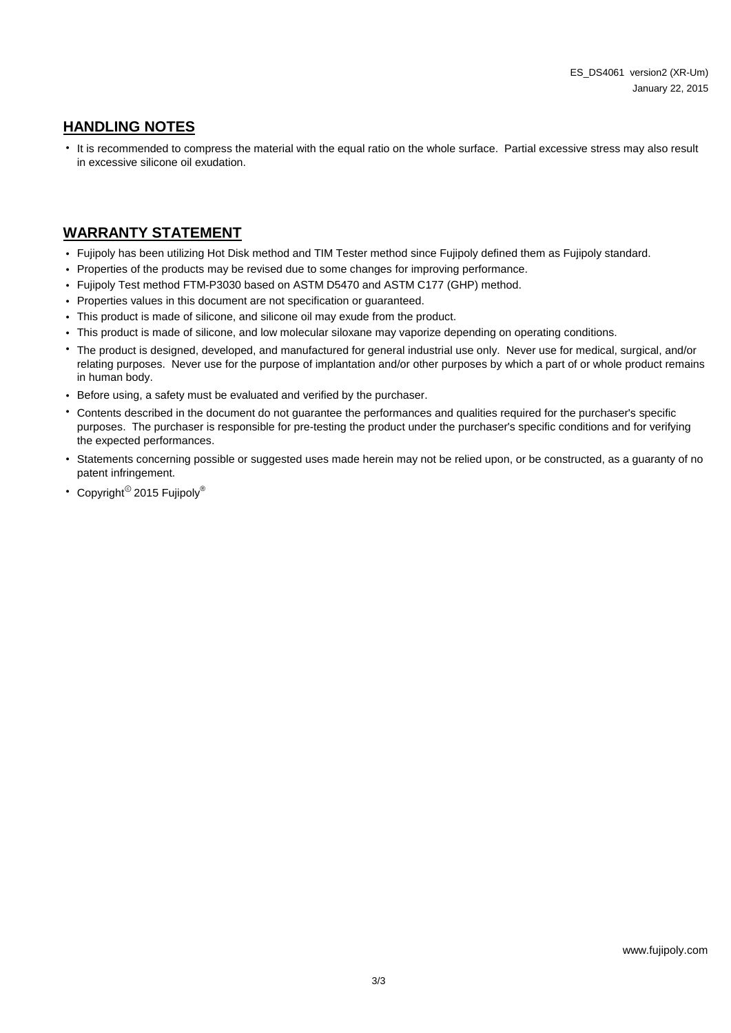## HANDLING NOTES

- It is recommended to compress the material with the equal ratio on the whole surface. Partial excessive stress may also result in excessive silicone oil exudation.

## WARRANTY STATEMENT

- Fujipoly has been utilizing Hot Disk method and TIM Tester method since Fujipoly defined them as Fujipoly standard.
- Properties of the products may be revised due to some changes for improving performance.
- Fujipoly Test method FTM-P3030 based on ASTM D5470 and ASTM C177 (GHP) method.
- Properties values in this document are not specification or guaranteed.
- This product is made of silicone, and silicone oil may exude from the product.
- This product is made of silicone, and low molecular siloxane may vaporize depending on operating conditions.
- The product is designed, developed, and manufactured for general industrial use only. Never use for medical, surgical, and/or relating purposes. Never use for the purpose of implantation and/or other purposes by which a part of or whole product remains in human body.
- Before using, a safety must be evaluated and verified by the purchaser.
- Contents described in the document do not guarantee the performances and qualities required for the purchaser's specific purposes. The purchaser is responsible for pre-testing the product under the purchaser's specific conditions and for verifying the expected performances.
- Statements concerning possible or suggested uses made herein may not be relied upon, or be constructed, as a guaranty of no patent infringement.
- Copyright© 2015 Fujipoly®